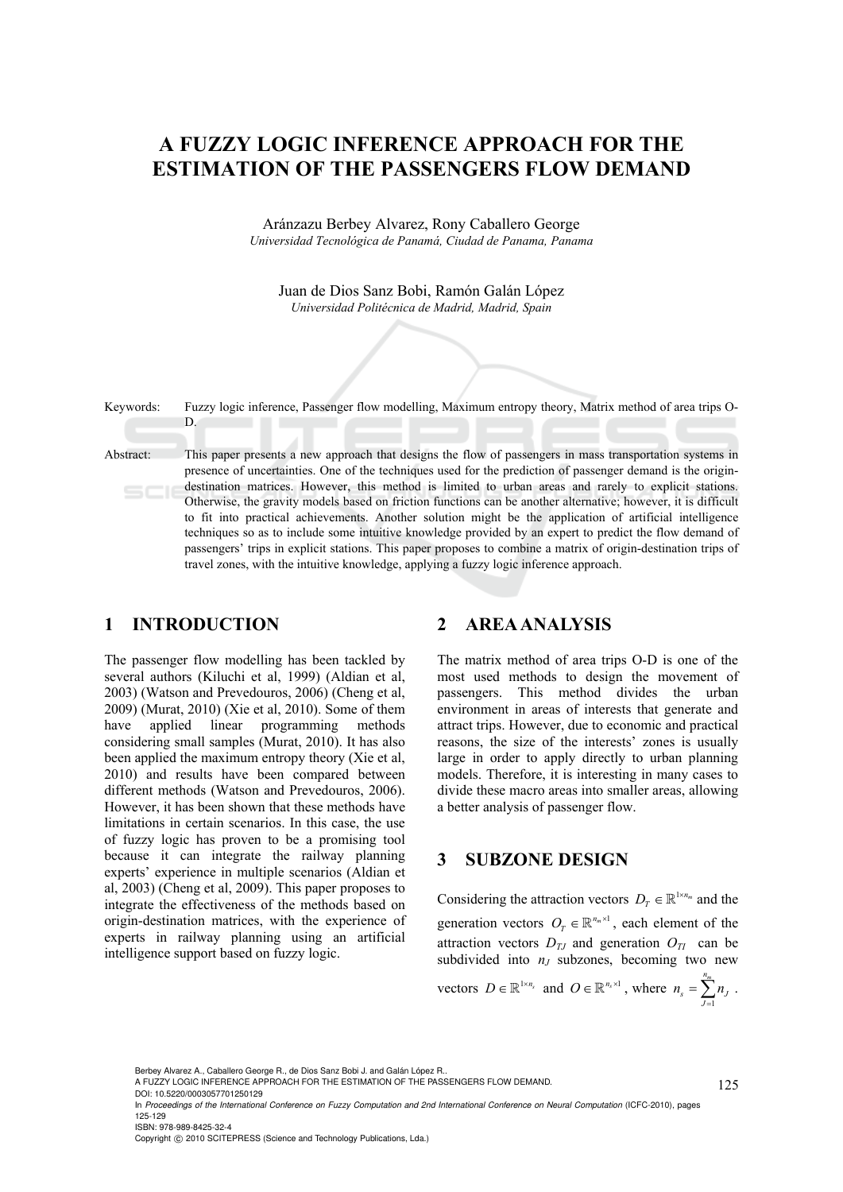# A FUZZY LOGIC INFERENCE APPROACH FOR THE ESTIMATION OF THE PASSENGERS FLOW DEMAND

Aránzazu Berbey Alvarez, Rony Caballero George
*Universidad Tecnológica de Panamá, Ciudad de Panama, Panama*

Juan de Dios Sanz Bobi, Ramón Galán López
*Universidad Politécnica de Madrid, Madrid, Spain*

Keywords: Fuzzy logic inference, Passenger flow modelling, Maximum entropy theory, Matrix method of area trips O-D.

Abstract: This paper presents a new approach that designs the flow of passengers in mass transportation systems in presence of uncertainties. One of the techniques used for the prediction of passenger demand is the origin-destination matrices. However, this method is limited to urban areas and rarely to explicit stations. Otherwise, the gravity models based on friction functions can be another alternative; however, it is difficult to fit into practical achievements. Another solution might be the application of artificial intelligence techniques so as to include some intuitive knowledge provided by an expert to predict the flow demand of passengers' trips in explicit stations. This paper proposes to combine a matrix of origin-destination trips of travel zones, with the intuitive knowledge, applying a fuzzy logic inference approach.

## 1 INTRODUCTION

The passenger flow modelling has been tackled by several authors (Kiluchi et al, 1999) (Aldian et al, 2003) (Watson and Prevedouros, 2006) (Cheng et al, 2009) (Murat, 2010) (Xie et al, 2010). Some of them have applied linear programming methods considering small samples (Murat, 2010). It has also been applied the maximum entropy theory (Xie et al, 2010) and results have been compared between different methods (Watson and Prevedouros, 2006). However, it has been shown that these methods have limitations in certain scenarios. In this case, the use of fuzzy logic has proven to be a promising tool because it can integrate the railway planning experts' experience in multiple scenarios (Aldian et al, 2003) (Cheng et al, 2009). This paper proposes to integrate the effectiveness of the methods based on origin-destination matrices, with the experience of experts in railway planning using an artificial intelligence support based on fuzzy logic.

## 2 AREA ANALYSIS

The matrix method of area trips O-D is one of the most used methods to design the movement of passengers. This method divides the urban environment in areas of interests that generate and attract trips. However, due to economic and practical reasons, the size of the interests' zones is usually large in order to apply directly to urban planning models. Therefore, it is interesting in many cases to divide these macro areas into smaller areas, allowing a better analysis of passenger flow.

## 3 SUBZONE DESIGN

Considering the attraction vectors $D_T \in \mathbb{R}^{1\times n_m}$ and the generation vectors $O_T \in \mathbb{R}^{n_m \times 1}$, each element of the attraction vectors $D_{TJ}$ and generation $O_{TI}$ can be subdivided into $n_J$ subzones, becoming two new vectors $D \in \mathbb{R}^{1\times n_s}$ and $O \in \mathbb{R}^{n_s \times 1}$, where $n_s = \sum_{J=1}^{n_m} n_J$.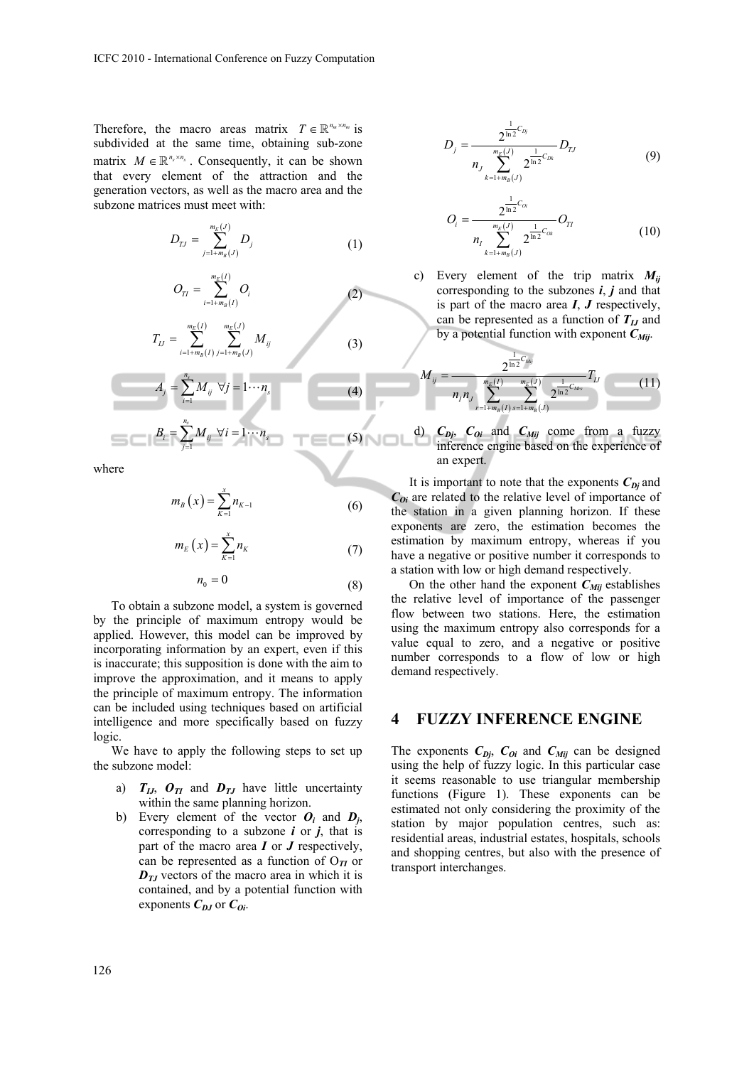Therefore, the macro areas matrix $T \in \mathbb{R}^{n_m \times n_m}$ is subdivided at the same time, obtaining sub-zone matrix $M \in \mathbb{R}^{n_s \times n_s}$. Consequently, it can be shown that every element of the attraction and the generation vectors, as well as the macro area and the subzone matrices must meet with:

$$D_{TJ} = \sum_{j=1+m_B(J)}^{m_E(J)} D_j \tag{1}$$

$$O_{TI} = \sum_{i=1+m_B(I)}^{m_E(I)} O_i \tag{2}$$

$$T_{IJ} = \sum_{i=1+m_B(I)}^{m_E(I)} \sum_{j=1+m_B(J)}^{m_E(J)} M_{ij} \tag{3}$$

$$A_j = \sum_{i=1}^{n_s} M_{ij} \; \forall j = 1 \cdots n_s \tag{4}$$

$$B_i = \sum_{j=1}^{n_s} M_{ij} \; \forall i = 1 \cdots n_s \tag{5}$$

where

$$m_B(x) = \sum_{K=1}^{x} n_{K-1} \tag{6}$$

$$m_E(x) = \sum_{K=1}^{x} n_K \tag{7}$$

$$n_0 = 0 \tag{8}$$

To obtain a subzone model, a system is governed by the principle of maximum entropy would be applied. However, this model can be improved by incorporating information by an expert, even if this is inaccurate; this supposition is done with the aim to improve the approximation, and it means to apply the principle of maximum entropy. The information can be included using techniques based on artificial intelligence and more specifically based on fuzzy logic.

We have to apply the following steps to set up the subzone model:

a) $T_{IJ}$, $O_{TI}$ and $D_{TJ}$ have little uncertainty within the same planning horizon.

b) Every element of the vector $O_i$ and $D_j$, corresponding to a subzone $i$ or $j$, that is part of the macro area $I$ or $J$ respectively, can be represented as a function of $O_{TI}$ or $D_{TJ}$ vectors of the macro area in which it is contained, and by a potential function with exponents $C_{DJ}$ or $C_{Oi}$.

$$D_j = \frac{2^{\frac{1}{\ln 2} C_{Dj}}}{n_J \sum_{k=1+m_B(J)}^{m_E(J)} 2^{\frac{1}{\ln 2} C_{Dk}}} D_{TJ} \tag{9}$$

$$O_i = \frac{2^{\frac{1}{\ln 2} C_{Oi}}}{n_I \sum_{k=1+m_B(J)}^{m_E(J)} 2^{\frac{1}{\ln 2} C_{Ok}}} O_{TI} \tag{10}$$

c) Every element of the trip matrix $M_{ij}$ corresponding to the subzones $i$, $j$ and that is part of the macro area $I$, $J$ respectively, can be represented as a function of $T_{IJ}$ and by a potential function with exponent $C_{Mij}$.

$$M_{ij} = \frac{2^{\frac{1}{\ln 2} C_{Mij}}}{n_I n_J \sum_{r=1+m_B(I)}^{m_E(I)} \sum_{s=1+m_B(J)}^{m_E(J)} 2^{\frac{1}{\ln 2} C_{Mrs}}} T_{IJ} \tag{11}$$

d) $C_{Dj}$, $C_{Oi}$ and $C_{Mij}$ come from a fuzzy inference engine based on the experience of an expert.

It is important to note that the exponents $C_{Dj}$ and $C_{Oi}$ are related to the relative level of importance of the station in a given planning horizon. If these exponents are zero, the estimation becomes the estimation by maximum entropy, whereas if you have a negative or positive number it corresponds to a station with low or high demand respectively.

On the other hand the exponent $C_{Mij}$ establishes the relative level of importance of the passenger flow between two stations. Here, the estimation using the maximum entropy also corresponds for a value equal to zero, and a negative or positive number corresponds to a flow of low or high demand respectively.

# 4 FUZZY INFERENCE ENGINE

The exponents $C_{Dj}$, $C_{Oi}$ and $C_{Mij}$ can be designed using the help of fuzzy logic. In this particular case it seems reasonable to use triangular membership functions (Figure 1). These exponents can be estimated not only considering the proximity of the station by major population centres, such as: residential areas, industrial estates, hospitals, schools and shopping centres, but also with the presence of transport interchanges.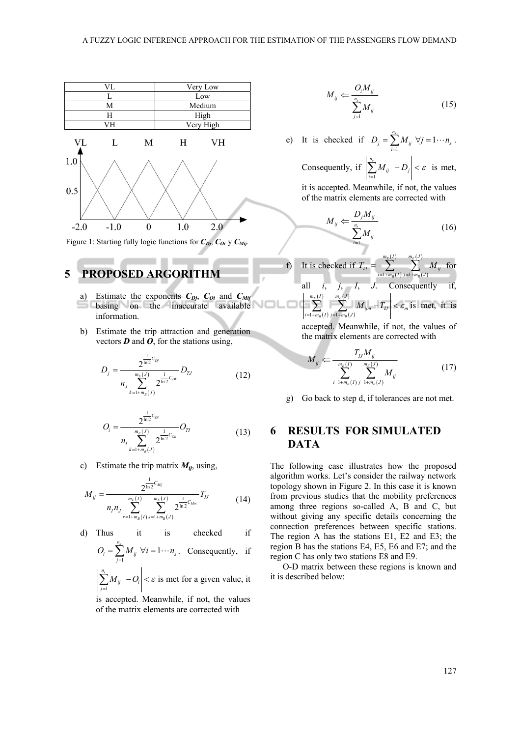| VL | Very Low |
|---|---|
| L | Low |
| M | Medium |
| H | High |
| VH | Very High |

Figure 1: Starting fully logic functions for $C_{Dj}$, $C_{Oi}$ y $C_{Mij}$.

## 5 PROPOSED ARGORITHM

a) Estimate the exponents $C_{Dj}$, $C_{Oi}$ and $C_{Mij}$ basing on the inaccurate available information.

b) Estimate the trip attraction and generation vectors $\boldsymbol{D}$ and $\boldsymbol{O}$, for the stations using,

$$D_j = \frac{2^{\frac{1}{\ln 2} C_{Dj}}}{n_J \sum_{k=1+m_B(J)}^{m_E(J)} 2^{\frac{1}{\ln 2} C_{Dk}}} D_{TJ} \tag{12}$$

$$O_i = \frac{2^{\frac{1}{\ln 2} C_{Oi}}}{n_I \sum_{k=1+m_B(J)}^{m_E(J)} 2^{\frac{1}{\ln 2} C_{Ok}}} O_{TI} \tag{13}$$

c) Estimate the trip matrix $M_{ij}$, using,

$$M_{ij} = \frac{2^{\frac{1}{\ln 2} C_{Mij}}}{n_I n_J \sum_{r=1+m_B(I)}^{m_E(I)} \sum_{s=1+m_B(J)}^{m_E(J)} 2^{\frac{1}{\ln 2} C_{Mrs}}} T_{IJ} \tag{14}$$

d) Thus it is checked if $O_i = \sum_{j=1}^{n_s} M_{ij} \ \forall i = 1 \cdots n_s$. Consequently, if $\left| \sum_{j=1}^{n_s} M_{ij} - O_i \right| < \varepsilon$ is met for a given value, it is accepted. Meanwhile, if not, the values of the matrix elements are corrected with

$$M_{ij} \Leftarrow \frac{O_i M_{ij}}{\sum_{j=1}^{n_s} M_{ij}} \tag{15}$$

e) It is checked if $D_j = \sum_{i=1}^{n_s} M_{ij} \ \forall j = 1 \cdots n_s$. Consequently, if $\left| \sum_{i=1}^{n_s} M_{ij} - D_j \right| < \varepsilon$ is met, it is accepted. Meanwhile, if not, the values of the matrix elements are corrected with

$$M_{ij} \Leftarrow \frac{D_j M_{ij}}{\sum_{i=1}^{n_s} M_{ij}} \tag{16}$$

f) It is checked if $T_{IJ} = \sum_{i=1+m_B(I)}^{m_E(I)} \sum_{j=1+m_B(J)}^{m_E(J)} M_{ij}$ for all $i$, $j$, $I$, $J$. Consequently if, $\left| \sum_{i=1+m_B(I)}^{m_E(I)} \sum_{j=1+m_B(J)}^{m_E(J)} M_{ijm} - T_{IJ} \right| < \varepsilon_m$ is met, it is accepted. Meanwhile, if not, the values of the matrix elements are corrected with

$$M_{ij} \Leftarrow \frac{T_{IJ} M_{ij}}{\sum_{i=1+m_B(I)}^{m_E(I)} \sum_{j=1+m_B(J)}^{m_E(J)} M_{ij}} \tag{17}$$

g) Go back to step d, if tolerances are not met.

## 6 RESULTS FOR SIMULATED DATA

The following case illustrates how the proposed algorithm works. Let's consider the railway network topology shown in Figure 2. In this case it is known from previous studies that the mobility preferences among three regions so-called A, B and C, but without giving any specific details concerning the connection preferences between specific stations. The region A has the stations E1, E2 and E3; the region B has the stations E4, E5, E6 and E7; and the region C has only two stations E8 and E9.

O-D matrix between these regions is known and it is described below: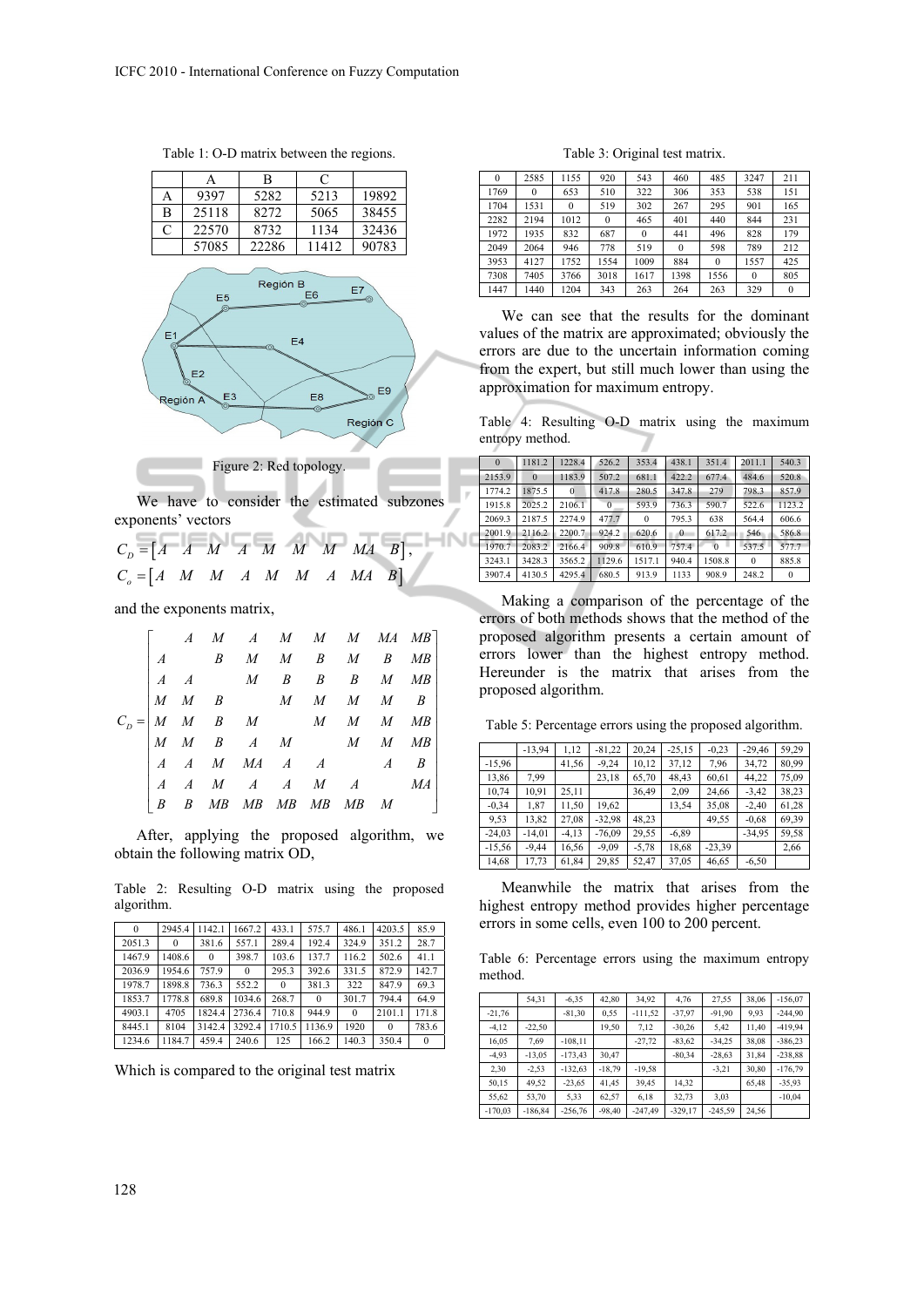Table 1: O-D matrix between the regions.

| | A | B | C | |
|---|---|---|---|---|
| A | 9397 | 5282 | 5213 | 19892 |
| B | 25118 | 8272 | 5065 | 38455 |
| C | 22570 | 8732 | 1134 | 32436 |
| | 57085 | 22286 | 11412 | 90783 |

Figure 2: Red topology.

We have to consider the estimated subzones exponents' vectors

$$C_D = \begin{bmatrix} A & A & M & A & M & M & M & MA & B \end{bmatrix},$$
$$C_o = \begin{bmatrix} A & M & M & A & M & M & A & MA & B \end{bmatrix}$$

and the exponents matrix,

$$C_D = \begin{bmatrix} & A & M & A & M & M & M & MA & MB \\ A & & B & M & M & B & M & B & MB \\ A & A & & M & B & B & B & M & MB \\ M & M & B & & M & M & M & M & B \\ M & M & B & M & & M & M & M & MB \\ M & M & B & A & M & & M & M & MB \\ A & A & M & MA & A & A & & A & B \\ A & A & M & A & A & M & A & & MA \\ B & B & MB & MB & MB & MB & MB & M & \end{bmatrix}$$

After, applying the proposed algorithm, we obtain the following matrix OD,

Table 2: Resulting O-D matrix using the proposed algorithm.

| | | | | | | | | |
|---|---|---|---|---|---|---|---|---|
| 0 | 2945.4 | 1142.1 | 1667.2 | 433.1 | 575.7 | 486.1 | 4203.5 | 85.9 |
| 2051.3 | 0 | 381.6 | 557.1 | 289.4 | 192.4 | 324.9 | 351.2 | 28.7 |
| 1467.9 | 1408.6 | 0 | 398.7 | 103.6 | 137.7 | 116.2 | 502.6 | 41.1 |
| 2036.9 | 1954.6 | 757.9 | 0 | 295.3 | 392.6 | 331.5 | 872.9 | 142.7 |
| 1978.7 | 1898.8 | 736.3 | 552.2 | 0 | 381.3 | 322 | 847.9 | 69.3 |
| 1853.7 | 1778.8 | 689.8 | 1034.6 | 268.7 | 0 | 301.7 | 794.4 | 64.9 |
| 4903.1 | 4705 | 1824.4 | 2736.4 | 710.8 | 944.9 | 0 | 2101.1 | 171.8 |
| 8445.1 | 8104 | 3142.4 | 3292.4 | 1710.5 | 1136.9 | 1920 | 0 | 783.6 |
| 1234.6 | 1184.7 | 459.4 | 240.6 | 125 | 166.2 | 140.3 | 350.4 | 0 |

Which is compared to the original test matrix

Table 3: Original test matrix.

| | | | | | | | | |
|---|---|---|---|---|---|---|---|---|
| 0 | 2585 | 1155 | 920 | 543 | 460 | 485 | 3247 | 211 |
| 1769 | 0 | 653 | 510 | 322 | 306 | 353 | 538 | 151 |
| 1704 | 1531 | 0 | 519 | 302 | 267 | 295 | 901 | 165 |
| 2282 | 2194 | 1012 | 0 | 465 | 401 | 440 | 844 | 231 |
| 1972 | 1935 | 832 | 687 | 0 | 441 | 496 | 828 | 179 |
| 2049 | 2064 | 946 | 778 | 519 | 0 | 598 | 789 | 212 |
| 3953 | 4127 | 1752 | 1554 | 1009 | 884 | 0 | 1557 | 425 |
| 7308 | 7405 | 3766 | 3018 | 1617 | 1398 | 1556 | 0 | 805 |
| 1447 | 1440 | 1204 | 343 | 263 | 264 | 263 | 329 | 0 |

We can see that the results for the dominant values of the matrix are approximated; obviously the errors are due to the uncertain information coming from the expert, but still much lower than using the approximation for maximum entropy.

Table 4: Resulting O-D matrix using the maximum entropy method.

| | | | | | | | | |
|---|---|---|---|---|---|---|---|---|
| 0 | 1181.2 | 1228.4 | 526.2 | 353.4 | 438.1 | 351.4 | 2011.1 | 540.3 |
| 2153.9 | 0 | 1183.9 | 507.2 | 681.1 | 422.2 | 677.4 | 484.6 | 520.8 |
| 1774.2 | 1875.5 | 0 | 417.8 | 280.5 | 347.8 | 279 | 798.3 | 857.9 |
| 1915.8 | 2025.2 | 2106.1 | 0 | 593.9 | 736.3 | 590.7 | 522.6 | 1123.2 |
| 2069.3 | 2187.5 | 2274.9 | 477.7 | 0 | 795.3 | 638 | 564.4 | 606.6 |
| 2001.9 | 2116.2 | 2200.7 | 924.2 | 620.6 | 0 | 617.2 | 546 | 586.8 |
| 1970.7 | 2083.2 | 2166.4 | 909.8 | 610.9 | 757.4 | 0 | 537.5 | 577.7 |
| 3243.1 | 3428.3 | 3565.2 | 1129.6 | 1517.1 | 940.4 | 1508.8 | 0 | 885.8 |
| 3907.4 | 4130.5 | 4295.4 | 680.5 | 913.9 | 1133 | 908.9 | 248.2 | 0 |

Making a comparison of the percentage of the errors of both methods shows that the method of the proposed algorithm presents a certain amount of errors lower than the highest entropy method. Hereunder is the matrix that arises from the proposed algorithm.

Table 5: Percentage errors using the proposed algorithm.

| | | | | | | | | |
|---|---|---|---|---|---|---|---|---|
| | -13,94 | 1,12 | -81,22 | 20,24 | -25,15 | -0,23 | -29,46 | 59,29 |
| -15,96 | | 41,56 | -9,24 | 10,12 | 37,12 | 7,96 | 34,72 | 80,99 |
| 13,86 | 7,99 | | 23,18 | 65,70 | 48,43 | 60,61 | 44,22 | 75,09 |
| 10,74 | 10,91 | 25,11 | | 36,49 | 2,09 | 24,66 | -3,42 | 38,23 |
| -0,34 | 1,87 | 11,50 | 19,62 | | 13,54 | 35,08 | -2,40 | 61,28 |
| 9,53 | 13,82 | 27,08 | -32,98 | 48,23 | | 49,55 | -0,68 | 69,39 |
| -24,03 | -14,01 | -4,13 | -76,09 | 29,55 | -6,89 | | -34,95 | 59,58 |
| -15,56 | -9,44 | 16,56 | -9,09 | -5,78 | 18,68 | -23,39 | | 2,66 |
| 14,68 | 17,73 | 61,84 | 29,85 | 52,47 | 37,05 | 46,65 | -6,50 | |

Meanwhile the matrix that arises from the highest entropy method provides higher percentage errors in some cells, even 100 to 200 percent.

Table 6: Percentage errors using the maximum entropy method.

| | | | | | | | | |
|---|---|---|---|---|---|---|---|---|
| | 54,31 | -6,35 | 42,80 | 34,92 | 4,76 | 27,55 | 38,06 | -156,07 |
| -21,76 | | -81,30 | 0,55 | -111,52 | -37,97 | -91,90 | 9,93 | -244,90 |
| -4,12 | -22,50 | | 19,50 | 7,12 | -30,26 | 5,42 | 11,40 | -419,94 |
| 16,05 | 7,69 | -108,11 | | -27,72 | -83,62 | -34,25 | 38,08 | -386,23 |
| -4,93 | -13,05 | -173,43 | 30,47 | | -80,34 | -28,63 | 31,84 | -238,88 |
| 2,30 | -2,53 | -132,63 | -18,79 | -19,58 | | -3,21 | 30,80 | -176,79 |
| 50,15 | 49,52 | -23,65 | 41,45 | 39,45 | 14,32 | | 65,48 | -35,93 |
| 55,62 | 53,70 | 5,33 | 62,57 | 6,18 | 32,73 | 3,03 | | -10,04 |
| -170,03 | -186,84 | -256,76 | -98,40 | -247,49 | -329,17 | -245,59 | 24,56 | |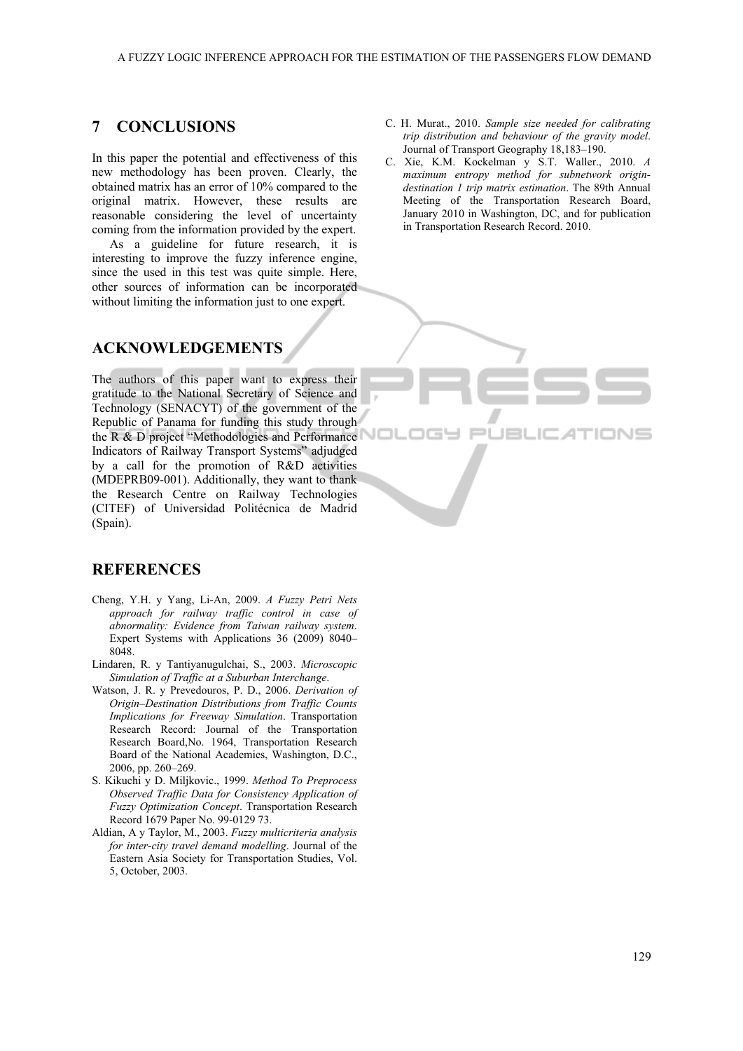## 7 CONCLUSIONS

In this paper the potential and effectiveness of this new methodology has been proven. Clearly, the obtained matrix has an error of 10% compared to the original matrix. However, these results are reasonable considering the level of uncertainty coming from the information provided by the expert.

As a guideline for future research, it is interesting to improve the fuzzy inference engine, since the used in this test was quite simple. Here, other sources of information can be incorporated without limiting the information just to one expert.

## ACKNOWLEDGEMENTS

The authors of this paper want to express their gratitude to the National Secretary of Science and Technology (SENACYT) of the government of the Republic of Panama for funding this study through the R & D project "Methodologies and Performance Indicators of Railway Transport Systems" adjudged by a call for the promotion of R&D activities (MDEPRB09-001). Additionally, they want to thank the Research Centre on Railway Technologies (CITEF) of Universidad Politécnica de Madrid (Spain).

## REFERENCES

Cheng, Y.H. y Yang, Li-An, 2009. *A Fuzzy Petri Nets approach for railway traffic control in case of abnormality: Evidence from Taiwan railway system*. Expert Systems with Applications 36 (2009) 8040–8048.

Lindaren, R. y Tantiyanugulchai, S., 2003. *Microscopic Simulation of Traffic at a Suburban Interchange*.

Watson, J. R. y Prevedouros, P. D., 2006. *Derivation of Origin–Destination Distributions from Traffic Counts Implications for Freeway Simulation*. Transportation Research Record: Journal of the Transportation Research Board,No. 1964, Transportation Research Board of the National Academies, Washington, D.C., 2006, pp. 260–269.

S. Kikuchi y D. Miljkovic., 1999. *Method To Preprocess Observed Traffic Data for Consistency Application of Fuzzy Optimization Concept*. Transportation Research Record 1679 Paper No. 99-0129 73.

Aldian, A y Taylor, M., 2003. *Fuzzy multicriteria analysis for inter-city travel demand modelling*. Journal of the Eastern Asia Society for Transportation Studies, Vol. 5, October, 2003.

C. H. Murat., 2010. *Sample size needed for calibrating trip distribution and behaviour of the gravity model*. Journal of Transport Geography 18,183–190.

C. Xie, K.M. Kockelman y S.T. Waller., 2010. *A maximum entropy method for subnetwork origin-destination 1 trip matrix estimation*. The 89th Annual Meeting of the Transportation Research Board, January 2010 in Washington, DC, and for publication in Transportation Research Record. 2010.